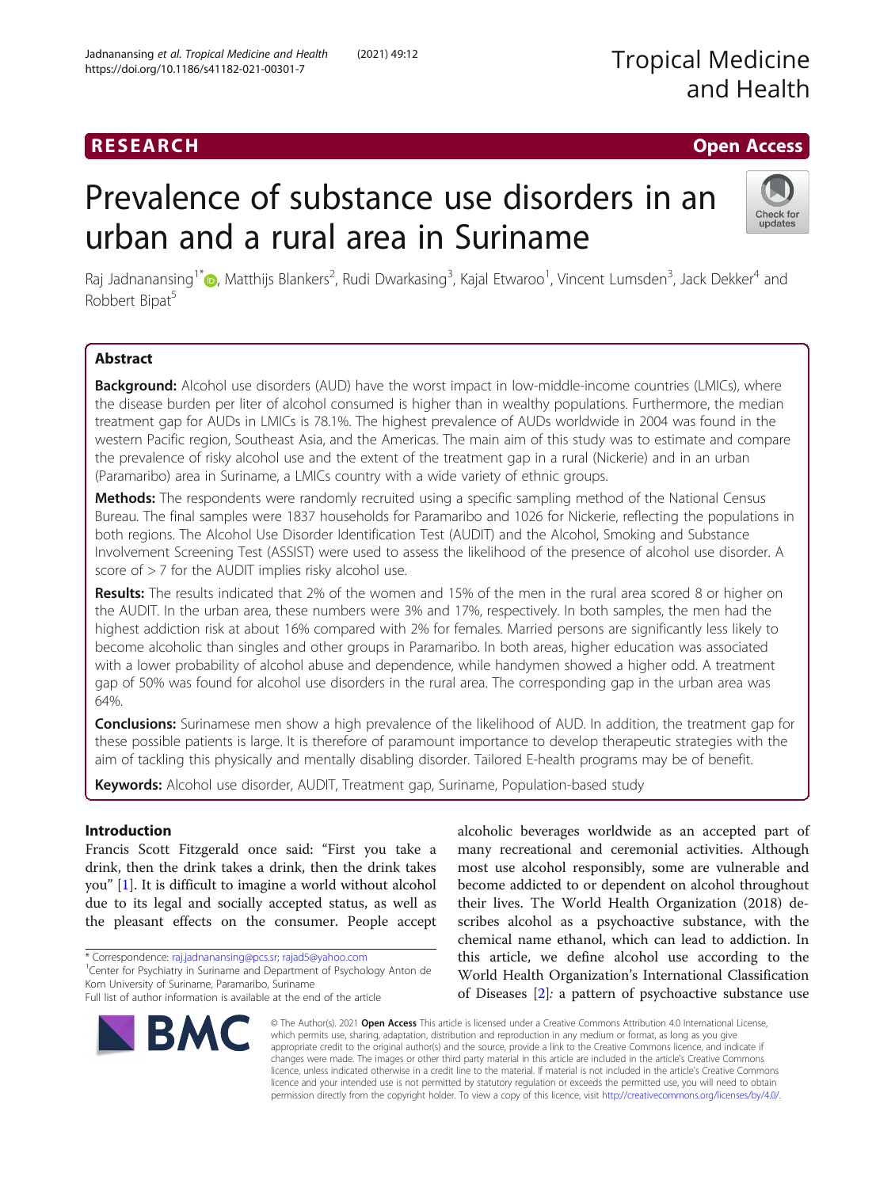RESEARCH | Open Access

# Prevalence of substance use disorders in an urban and a rural area in Suriname

Raj Jadnanansing[1*], Matthijs Blankers[2], Rudi Dwarkasing[3], Kajal Etwaroo[1], Vincent Lumsden[3], Jack Dekker[4] and Robbert Bipat[5]

## Abstract

**Background:** Alcohol use disorders (AUD) have the worst impact in low-middle-income countries (LMICs), where the disease burden per liter of alcohol consumed is higher than in wealthy populations. Furthermore, the median treatment gap for AUDs in LMICs is 78.1%. The highest prevalence of AUDs worldwide in 2004 was found in the western Pacific region, Southeast Asia, and the Americas. The main aim of this study was to estimate and compare the prevalence of risky alcohol use and the extent of the treatment gap in a rural (Nickerie) and in an urban (Paramaribo) area in Suriname, a LMICs country with a wide variety of ethnic groups.

**Methods:** The respondents were randomly recruited using a specific sampling method of the National Census Bureau. The final samples were 1837 households for Paramaribo and 1026 for Nickerie, reflecting the populations in both regions. The Alcohol Use Disorder Identification Test (AUDIT) and the Alcohol, Smoking and Substance Involvement Screening Test (ASSIST) were used to assess the likelihood of the presence of alcohol use disorder. A score of > 7 for the AUDIT implies risky alcohol use.

**Results:** The results indicated that 2% of the women and 15% of the men in the rural area scored 8 or higher on the AUDIT. In the urban area, these numbers were 3% and 17%, respectively. In both samples, the men had the highest addiction risk at about 16% compared with 2% for females. Married persons are significantly less likely to become alcoholic than singles and other groups in Paramaribo. In both areas, higher education was associated with a lower probability of alcohol abuse and dependence, while handymen showed a higher odd. A treatment gap of 50% was found for alcohol use disorders in the rural area. The corresponding gap in the urban area was 64%.

**Conclusions:** Surinamese men show a high prevalence of the likelihood of AUD. In addition, the treatment gap for these possible patients is large. It is therefore of paramount importance to develop therapeutic strategies with the aim of tackling this physically and mentally disabling disorder. Tailored E-health programs may be of benefit.

**Keywords:** Alcohol use disorder, AUDIT, Treatment gap, Suriname, Population-based study

## Introduction

Francis Scott Fitzgerald once said: "First you take a drink, then the drink takes a drink, then the drink takes you" [1]. It is difficult to imagine a world without alcohol due to its legal and socially accepted status, as well as the pleasant effects on the consumer. People accept alcoholic beverages worldwide as an accepted part of many recreational and ceremonial activities. Although most use alcohol responsibly, some are vulnerable and become addicted to or dependent on alcohol throughout their lives. The World Health Organization (2018) describes alcohol as a psychoactive substance, with the chemical name ethanol, which can lead to addiction. In this article, we define alcohol use according to the World Health Organization's International Classification of Diseases [2]: a pattern of psychoactive substance use

\* Correspondence: raj.jadnanansing@pcs.sr; rajad5@yahoo.com

[1]Center for Psychiatry in Suriname and Department of Psychology Anton de Kom University of Suriname, Paramaribo, Suriname

Full list of author information is available at the end of the article

© The Author(s). 2021 **Open Access** This article is licensed under a Creative Commons Attribution 4.0 International License, which permits use, sharing, adaptation, distribution and reproduction in any medium or format, as long as you give appropriate credit to the original author(s) and the source, provide a link to the Creative Commons licence, and indicate if changes were made. The images or other third party material in this article are included in the article's Creative Commons licence, unless indicated otherwise in a credit line to the material. If material is not included in the article's Creative Commons licence and your intended use is not permitted by statutory regulation or exceeds the permitted use, you will need to obtain permission directly from the copyright holder. To view a copy of this licence, visit http://creativecommons.org/licenses/by/4.0/.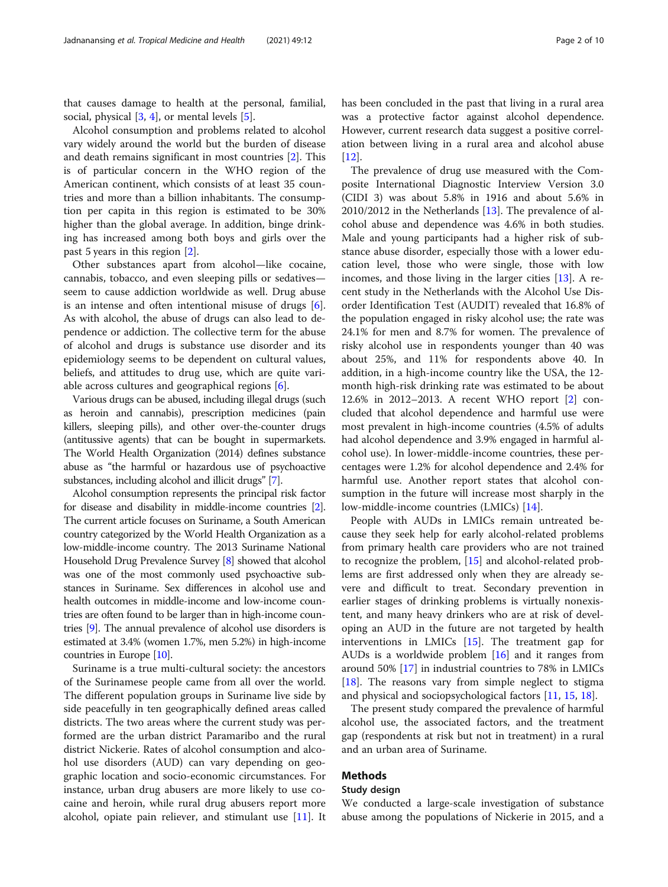that causes damage to health at the personal, familial, social, physical [3, 4], or mental levels [5].

Alcohol consumption and problems related to alcohol vary widely around the world but the burden of disease and death remains significant in most countries [2]. This is of particular concern in the WHO region of the American continent, which consists of at least 35 countries and more than a billion inhabitants. The consumption per capita in this region is estimated to be 30% higher than the global average. In addition, binge drinking has increased among both boys and girls over the past 5 years in this region [2].

Other substances apart from alcohol—like cocaine, cannabis, tobacco, and even sleeping pills or sedatives—seem to cause addiction worldwide as well. Drug abuse is an intense and often intentional misuse of drugs [6]. As with alcohol, the abuse of drugs can also lead to dependence or addiction. The collective term for the abuse of alcohol and drugs is substance use disorder and its epidemiology seems to be dependent on cultural values, beliefs, and attitudes to drug use, which are quite variable across cultures and geographical regions [6].

Various drugs can be abused, including illegal drugs (such as heroin and cannabis), prescription medicines (pain killers, sleeping pills), and other over-the-counter drugs (antitussive agents) that can be bought in supermarkets. The World Health Organization (2014) defines substance abuse as "the harmful or hazardous use of psychoactive substances, including alcohol and illicit drugs" [7].

Alcohol consumption represents the principal risk factor for disease and disability in middle-income countries [2]. The current article focuses on Suriname, a South American country categorized by the World Health Organization as a low-middle-income country. The 2013 Suriname National Household Drug Prevalence Survey [8] showed that alcohol was one of the most commonly used psychoactive substances in Suriname. Sex differences in alcohol use and health outcomes in middle-income and low-income countries are often found to be larger than in high-income countries [9]. The annual prevalence of alcohol use disorders is estimated at 3.4% (women 1.7%, men 5.2%) in high-income countries in Europe [10].

Suriname is a true multi-cultural society: the ancestors of the Surinamese people came from all over the world. The different population groups in Suriname live side by side peacefully in ten geographically defined areas called districts. The two areas where the current study was performed are the urban district Paramaribo and the rural district Nickerie. Rates of alcohol consumption and alcohol use disorders (AUD) can vary depending on geographic location and socio-economic circumstances. For instance, urban drug abusers are more likely to use cocaine and heroin, while rural drug abusers report more alcohol, opiate pain reliever, and stimulant use [11]. It has been concluded in the past that living in a rural area was a protective factor against alcohol dependence. However, current research data suggest a positive correlation between living in a rural area and alcohol abuse [12].

The prevalence of drug use measured with the Composite International Diagnostic Interview Version 3.0 (CIDI 3) was about 5.8% in 1916 and about 5.6% in 2010/2012 in the Netherlands [13]. The prevalence of alcohol abuse and dependence was 4.6% in both studies. Male and young participants had a higher risk of substance abuse disorder, especially those with a lower education level, those who were single, those with low incomes, and those living in the larger cities [13]. A recent study in the Netherlands with the Alcohol Use Disorder Identification Test (AUDIT) revealed that 16.8% of the population engaged in risky alcohol use; the rate was 24.1% for men and 8.7% for women. The prevalence of risky alcohol use in respondents younger than 40 was about 25%, and 11% for respondents above 40. In addition, in a high-income country like the USA, the 12-month high-risk drinking rate was estimated to be about 12.6% in 2012–2013. A recent WHO report [2] concluded that alcohol dependence and harmful use were most prevalent in high-income countries (4.5% of adults had alcohol dependence and 3.9% engaged in harmful alcohol use). In lower-middle-income countries, these percentages were 1.2% for alcohol dependence and 2.4% for harmful use. Another report states that alcohol consumption in the future will increase most sharply in the low-middle-income countries (LMICs) [14].

People with AUDs in LMICs remain untreated because they seek help for early alcohol-related problems from primary health care providers who are not trained to recognize the problem, [15] and alcohol-related problems are first addressed only when they are already severe and difficult to treat. Secondary prevention in earlier stages of drinking problems is virtually nonexistent, and many heavy drinkers who are at risk of developing an AUD in the future are not targeted by health interventions in LMICs [15]. The treatment gap for AUDs is a worldwide problem [16] and it ranges from around 50% [17] in industrial countries to 78% in LMICs [18]. The reasons vary from simple neglect to stigma and physical and sociopsychological factors [11, 15, 18].

The present study compared the prevalence of harmful alcohol use, the associated factors, and the treatment gap (respondents at risk but not in treatment) in a rural and an urban area of Suriname.

## Methods

### Study design

We conducted a large-scale investigation of substance abuse among the populations of Nickerie in 2015, and a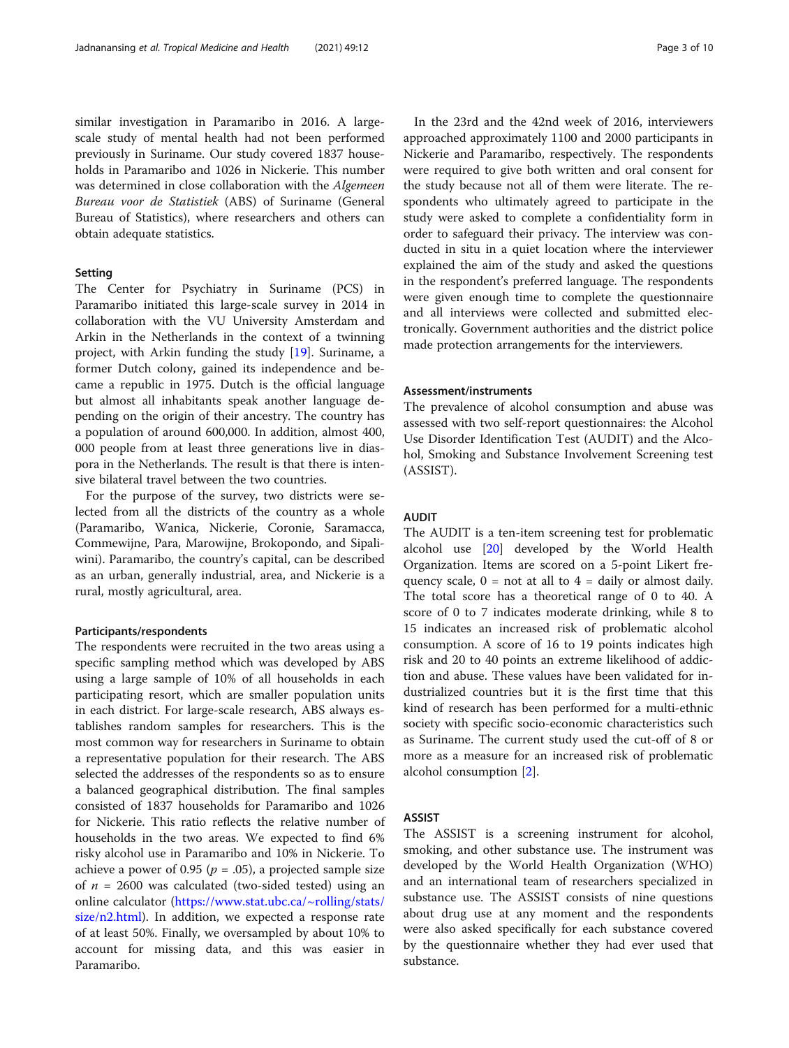similar investigation in Paramaribo in 2016. A large-scale study of mental health had not been performed previously in Suriname. Our study covered 1837 households in Paramaribo and 1026 in Nickerie. This number was determined in close collaboration with the *Algemeen Bureau voor de Statistiek* (ABS) of Suriname (General Bureau of Statistics), where researchers and others can obtain adequate statistics.

## Setting

The Center for Psychiatry in Suriname (PCS) in Paramaribo initiated this large-scale survey in 2014 in collaboration with the VU University Amsterdam and Arkin in the Netherlands in the context of a twinning project, with Arkin funding the study [19]. Suriname, a former Dutch colony, gained its independence and became a republic in 1975. Dutch is the official language but almost all inhabitants speak another language depending on the origin of their ancestry. The country has a population of around 600,000. In addition, almost 400,000 people from at least three generations live in diaspora in the Netherlands. The result is that there is intensive bilateral travel between the two countries.

For the purpose of the survey, two districts were selected from all the districts of the country as a whole (Paramaribo, Wanica, Nickerie, Coronie, Saramacca, Commewijne, Para, Marowijne, Brokopondo, and Sipaliwini). Paramaribo, the country's capital, can be described as an urban, generally industrial, area, and Nickerie is a rural, mostly agricultural, area.

## Participants/respondents

The respondents were recruited in the two areas using a specific sampling method which was developed by ABS using a large sample of 10% of all households in each participating resort, which are smaller population units in each district. For large-scale research, ABS always establishes random samples for researchers. This is the most common way for researchers in Suriname to obtain a representative population for their research. The ABS selected the addresses of the respondents so as to ensure a balanced geographical distribution. The final samples consisted of 1837 households for Paramaribo and 1026 for Nickerie. This ratio reflects the relative number of households in the two areas. We expected to find 6% risky alcohol use in Paramaribo and 10% in Nickerie. To achieve a power of 0.95 ($p$ = .05), a projected sample size of $n$ = 2600 was calculated (two-sided tested) using an online calculator (https://www.stat.ubc.ca/~rolling/stats/size/n2.html). In addition, we expected a response rate of at least 50%. Finally, we oversampled by about 10% to account for missing data, and this was easier in Paramaribo.

In the 23rd and the 42nd week of 2016, interviewers approached approximately 1100 and 2000 participants in Nickerie and Paramaribo, respectively. The respondents were required to give both written and oral consent for the study because not all of them were literate. The respondents who ultimately agreed to participate in the study were asked to complete a confidentiality form in order to safeguard their privacy. The interview was conducted in situ in a quiet location where the interviewer explained the aim of the study and asked the questions in the respondent's preferred language. The respondents were given enough time to complete the questionnaire and all interviews were collected and submitted electronically. Government authorities and the district police made protection arrangements for the interviewers.

## Assessment/instruments

The prevalence of alcohol consumption and abuse was assessed with two self-report questionnaires: the Alcohol Use Disorder Identification Test (AUDIT) and the Alcohol, Smoking and Substance Involvement Screening test (ASSIST).

## AUDIT

The AUDIT is a ten-item screening test for problematic alcohol use [20] developed by the World Health Organization. Items are scored on a 5-point Likert frequency scale, 0 = not at all to 4 = daily or almost daily. The total score has a theoretical range of 0 to 40. A score of 0 to 7 indicates moderate drinking, while 8 to 15 indicates an increased risk of problematic alcohol consumption. A score of 16 to 19 points indicates high risk and 20 to 40 points an extreme likelihood of addiction and abuse. These values have been validated for industrialized countries but it is the first time that this kind of research has been performed for a multi-ethnic society with specific socio-economic characteristics such as Suriname. The current study used the cut-off of 8 or more as a measure for an increased risk of problematic alcohol consumption [2].

## ASSIST

The ASSIST is a screening instrument for alcohol, smoking, and other substance use. The instrument was developed by the World Health Organization (WHO) and an international team of researchers specialized in substance use. The ASSIST consists of nine questions about drug use at any moment and the respondents were also asked specifically for each substance covered by the questionnaire whether they had ever used that substance.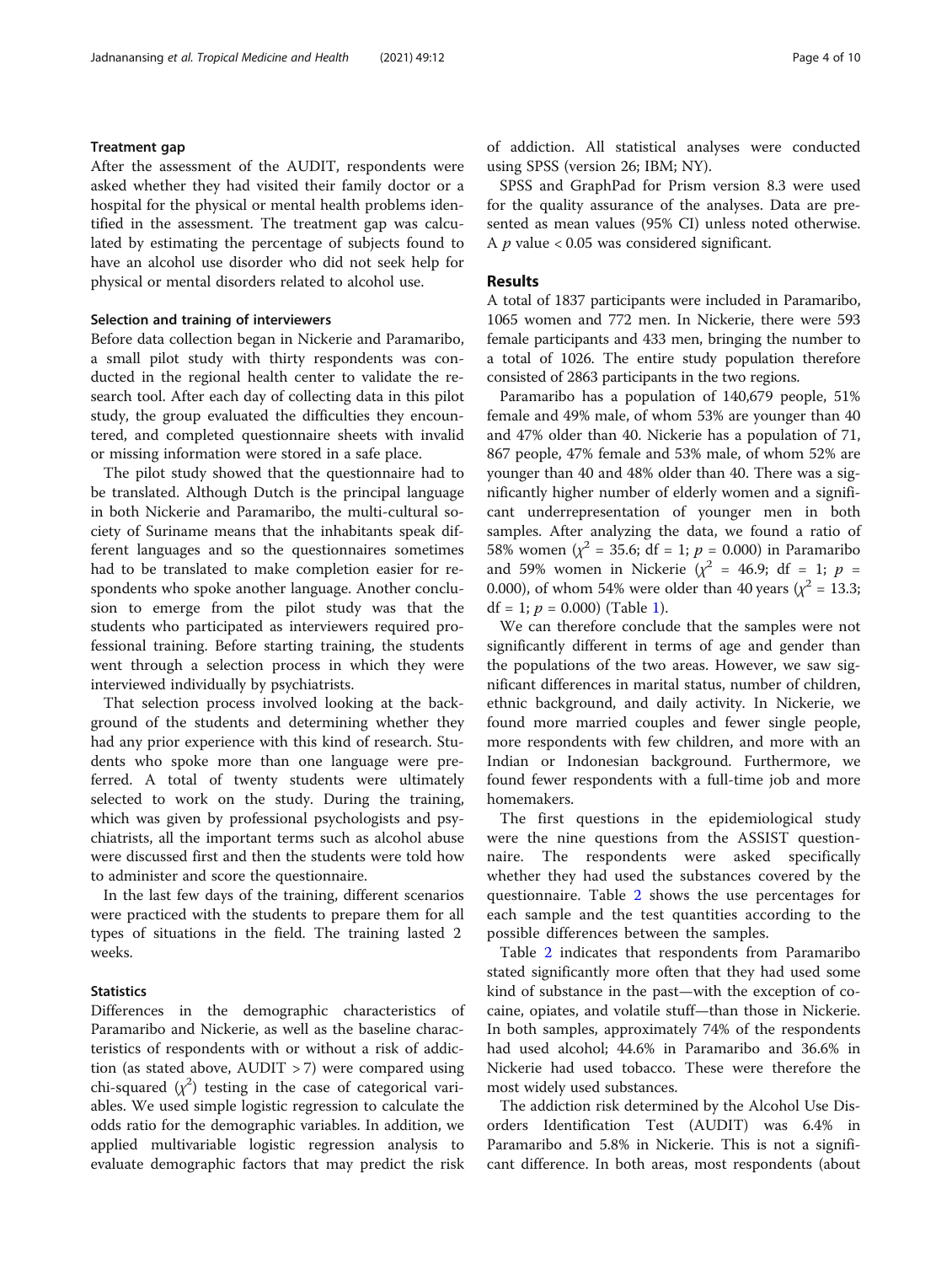### Treatment gap

After the assessment of the AUDIT, respondents were asked whether they had visited their family doctor or a hospital for the physical or mental health problems identified in the assessment. The treatment gap was calculated by estimating the percentage of subjects found to have an alcohol use disorder who did not seek help for physical or mental disorders related to alcohol use.

### Selection and training of interviewers

Before data collection began in Nickerie and Paramaribo, a small pilot study with thirty respondents was conducted in the regional health center to validate the research tool. After each day of collecting data in this pilot study, the group evaluated the difficulties they encountered, and completed questionnaire sheets with invalid or missing information were stored in a safe place.

The pilot study showed that the questionnaire had to be translated. Although Dutch is the principal language in both Nickerie and Paramaribo, the multi-cultural society of Suriname means that the inhabitants speak different languages and so the questionnaires sometimes had to be translated to make completion easier for respondents who spoke another language. Another conclusion to emerge from the pilot study was that the students who participated as interviewers required professional training. Before starting training, the students went through a selection process in which they were interviewed individually by psychiatrists.

That selection process involved looking at the background of the students and determining whether they had any prior experience with this kind of research. Students who spoke more than one language were preferred. A total of twenty students were ultimately selected to work on the study. During the training, which was given by professional psychologists and psychiatrists, all the important terms such as alcohol abuse were discussed first and then the students were told how to administer and score the questionnaire.

In the last few days of the training, different scenarios were practiced with the students to prepare them for all types of situations in the field. The training lasted 2 weeks.

### Statistics

Differences in the demographic characteristics of Paramaribo and Nickerie, as well as the baseline characteristics of respondents with or without a risk of addiction (as stated above, AUDIT > 7) were compared using chi-squared ($\chi^2$) testing in the case of categorical variables. We used simple logistic regression to calculate the odds ratio for the demographic variables. In addition, we applied multivariable logistic regression analysis to evaluate demographic factors that may predict the risk of addiction. All statistical analyses were conducted using SPSS (version 26; IBM; NY).

SPSS and GraphPad for Prism version 8.3 were used for the quality assurance of the analyses. Data are presented as mean values (95% CI) unless noted otherwise. A $p$ value < 0.05 was considered significant.

## Results

A total of 1837 participants were included in Paramaribo, 1065 women and 772 men. In Nickerie, there were 593 female participants and 433 men, bringing the number to a total of 1026. The entire study population therefore consisted of 2863 participants in the two regions.

Paramaribo has a population of 140,679 people, 51% female and 49% male, of whom 53% are younger than 40 and 47% older than 40. Nickerie has a population of 71, 867 people, 47% female and 53% male, of whom 52% are younger than 40 and 48% older than 40. There was a significantly higher number of elderly women and a significant underrepresentation of younger men in both samples. After analyzing the data, we found a ratio of 58% women ($\chi^2$ = 35.6; df = 1; $p$ = 0.000) in Paramaribo and 59% women in Nickerie ($\chi^2$ = 46.9; df = 1; $p$ = 0.000), of whom 54% were older than 40 years ($\chi^2$ = 13.3; df = 1; $p$ = 0.000) (Table 1).

We can therefore conclude that the samples were not significantly different in terms of age and gender than the populations of the two areas. However, we saw significant differences in marital status, number of children, ethnic background, and daily activity. In Nickerie, we found more married couples and fewer single people, more respondents with few children, and more with an Indian or Indonesian background. Furthermore, we found fewer respondents with a full-time job and more homemakers.

The first questions in the epidemiological study were the nine questions from the ASSIST questionnaire. The respondents were asked specifically whether they had used the substances covered by the questionnaire. Table 2 shows the use percentages for each sample and the test quantities according to the possible differences between the samples.

Table 2 indicates that respondents from Paramaribo stated significantly more often that they had used some kind of substance in the past—with the exception of cocaine, opiates, and volatile stuff—than those in Nickerie. In both samples, approximately 74% of the respondents had used alcohol; 44.6% in Paramaribo and 36.6% in Nickerie had used tobacco. These were therefore the most widely used substances.

The addiction risk determined by the Alcohol Use Disorders Identification Test (AUDIT) was 6.4% in Paramaribo and 5.8% in Nickerie. This is not a significant difference. In both areas, most respondents (about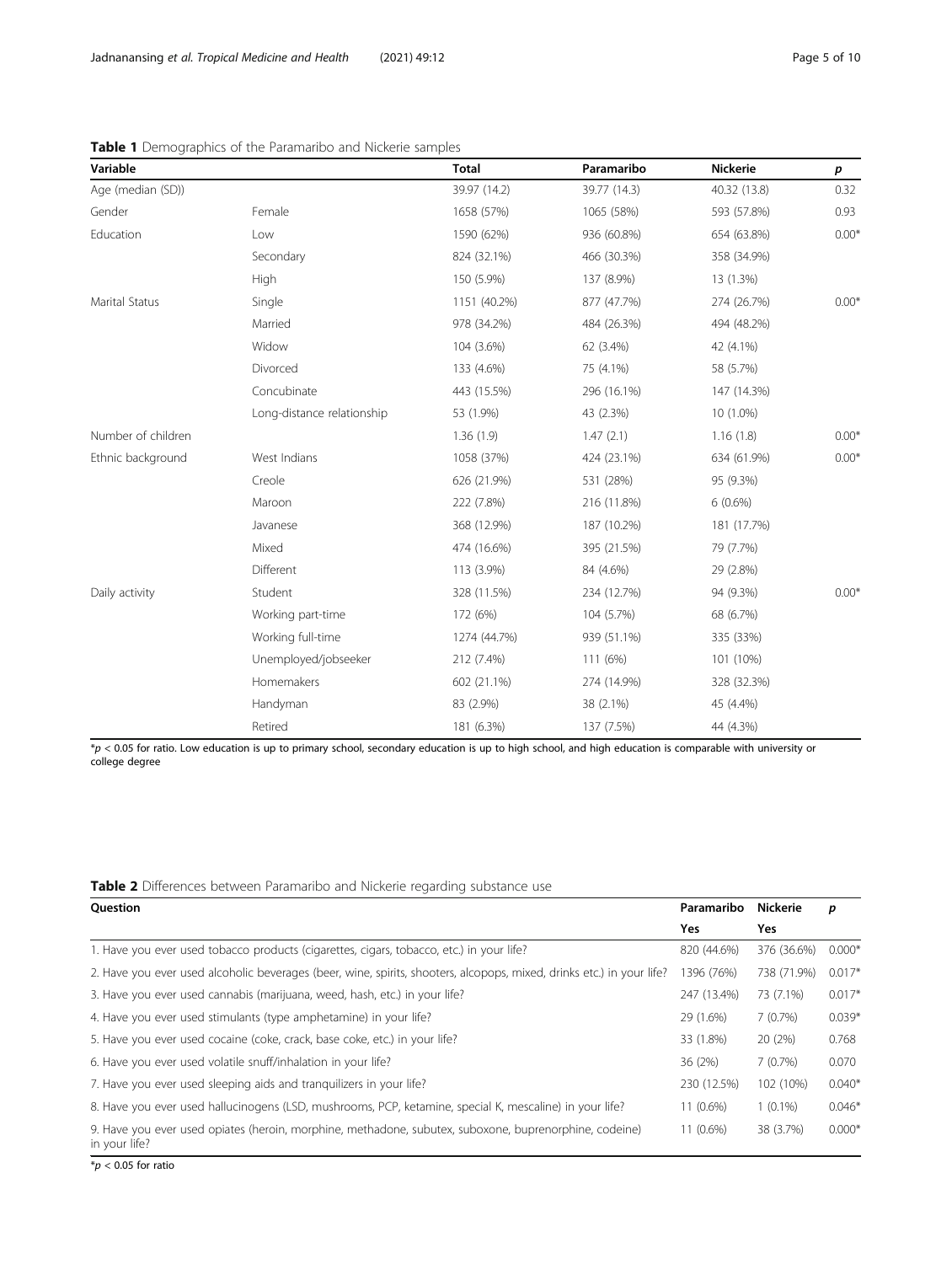**Table 1** Demographics of the Paramaribo and Nickerie samples

| Variable | | Total | Paramaribo | Nickerie | *p* |
|---|---|---|---|---|---|
| Age (median (SD)) | | 39.97 (14.2) | 39.77 (14.3) | 40.32 (13.8) | 0.32 |
| Gender | Female | 1658 (57%) | 1065 (58%) | 593 (57.8%) | 0.93 |
| Education | Low | 1590 (62%) | 936 (60.8%) | 654 (63.8%) | 0.00* |
| | Secondary | 824 (32.1%) | 466 (30.3%) | 358 (34.9%) | |
| | High | 150 (5.9%) | 137 (8.9%) | 13 (1.3%) | |
| Marital Status | Single | 1151 (40.2%) | 877 (47.7%) | 274 (26.7%) | 0.00* |
| | Married | 978 (34.2%) | 484 (26.3%) | 494 (48.2%) | |
| | Widow | 104 (3.6%) | 62 (3.4%) | 42 (4.1%) | |
| | Divorced | 133 (4.6%) | 75 (4.1%) | 58 (5.7%) | |
| | Concubinate | 443 (15.5%) | 296 (16.1%) | 147 (14.3%) | |
| | Long-distance relationship | 53 (1.9%) | 43 (2.3%) | 10 (1.0%) | |
| Number of children | | 1.36 (1.9) | 1.47 (2.1) | 1.16 (1.8) | 0.00* |
| Ethnic background | West Indians | 1058 (37%) | 424 (23.1%) | 634 (61.9%) | 0.00* |
| | Creole | 626 (21.9%) | 531 (28%) | 95 (9.3%) | |
| | Maroon | 222 (7.8%) | 216 (11.8%) | 6 (0.6%) | |
| | Javanese | 368 (12.9%) | 187 (10.2%) | 181 (17.7%) | |
| | Mixed | 474 (16.6%) | 395 (21.5%) | 79 (7.7%) | |
| | Different | 113 (3.9%) | 84 (4.6%) | 29 (2.8%) | |
| Daily activity | Student | 328 (11.5%) | 234 (12.7%) | 94 (9.3%) | 0.00* |
| | Working part-time | 172 (6%) | 104 (5.7%) | 68 (6.7%) | |
| | Working full-time | 1274 (44.7%) | 939 (51.1%) | 335 (33%) | |
| | Unemployed/jobseeker | 212 (7.4%) | 111 (6%) | 101 (10%) | |
| | Homemakers | 602 (21.1%) | 274 (14.9%) | 328 (32.3%) | |
| | Handyman | 83 (2.9%) | 38 (2.1%) | 45 (4.4%) | |
| | Retired | 181 (6.3%) | 137 (7.5%) | 44 (4.3%) | |

*$p < 0.05$ for ratio. Low education is up to primary school, secondary education is up to high school, and high education is comparable with university or college degree

**Table 2** Differences between Paramaribo and Nickerie regarding substance use

| Question | Paramaribo | Nickerie | *p* |
|---|---|---|---|
| | Yes | Yes | |
| 1. Have you ever used tobacco products (cigarettes, cigars, tobacco, etc.) in your life? | 820 (44.6%) | 376 (36.6%) | 0.000* |
| 2. Have you ever used alcoholic beverages (beer, wine, spirits, shooters, alcopops, mixed, drinks etc.) in your life? | 1396 (76%) | 738 (71.9%) | 0.017* |
| 3. Have you ever used cannabis (marijuana, weed, hash, etc.) in your life? | 247 (13.4%) | 73 (7.1%) | 0.017* |
| 4. Have you ever used stimulants (type amphetamine) in your life? | 29 (1.6%) | 7 (0.7%) | 0.039* |
| 5. Have you ever used cocaine (coke, crack, base coke, etc.) in your life? | 33 (1.8%) | 20 (2%) | 0.768 |
| 6. Have you ever used volatile snuff/inhalation in your life? | 36 (2%) | 7 (0.7%) | 0.070 |
| 7. Have you ever used sleeping aids and tranquilizers in your life? | 230 (12.5%) | 102 (10%) | 0.040* |
| 8. Have you ever used hallucinogens (LSD, mushrooms, PCP, ketamine, special K, mescaline) in your life? | 11 (0.6%) | 1 (0.1%) | 0.046* |
| 9. Have you ever used opiates (heroin, morphine, methadone, subutex, suboxone, buprenorphine, codeine) in your life? | 11 (0.6%) | 38 (3.7%) | 0.000* |

*$p < 0.05$ for ratio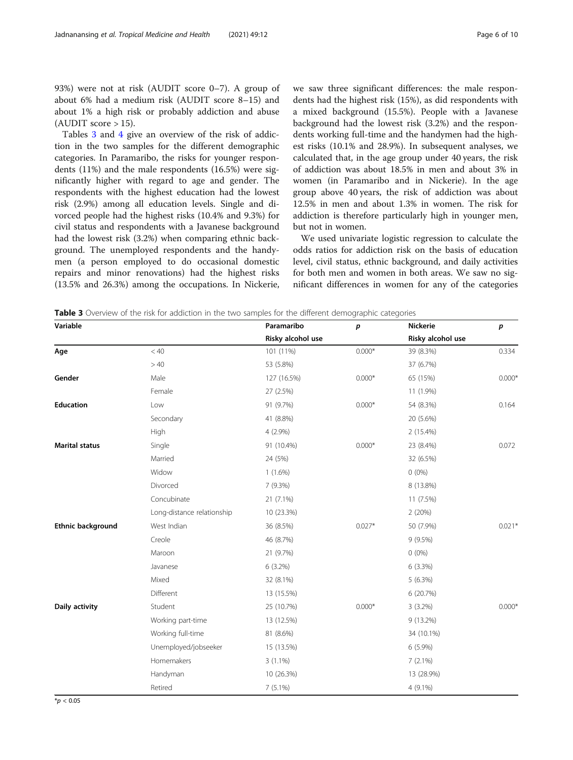93%) were not at risk (AUDIT score 0–7). A group of about 6% had a medium risk (AUDIT score 8–15) and about 1% a high risk or probably addiction and abuse (AUDIT score > 15).

Tables 3 and 4 give an overview of the risk of addiction in the two samples for the different demographic categories. In Paramaribo, the risks for younger respondents (11%) and the male respondents (16.5%) were significantly higher with regard to age and gender. The respondents with the highest education had the lowest risk (2.9%) among all education levels. Single and divorced people had the highest risks (10.4% and 9.3%) for civil status and respondents with a Javanese background had the lowest risk (3.2%) when comparing ethnic background. The unemployed respondents and the handymen (a person employed to do occasional domestic repairs and minor renovations) had the highest risks (13.5% and 26.3%) among the occupations. In Nickerie, we saw three significant differences: the male respondents had the highest risk (15%), as did respondents with a mixed background (15.5%). People with a Javanese background had the lowest risk (3.2%) and the respondents working full-time and the handymen had the highest risks (10.1% and 28.9%). In subsequent analyses, we calculated that, in the age group under 40 years, the risk of addiction was about 18.5% in men and about 3% in women (in Paramaribo and in Nickerie). In the age group above 40 years, the risk of addiction was about 12.5% in men and about 1.3% in women. The risk for addiction is therefore particularly high in younger men, but not in women.

We used univariate logistic regression to calculate the odds ratios for addiction risk on the basis of education level, civil status, ethnic background, and daily activities for both men and women in both areas. We saw no significant differences in women for any of the categories

**Table 3** Overview of the risk for addiction in the two samples for the different demographic categories

| Variable | | Paramaribo | *p* | Nickerie | *p* |
|---|---|---|---|---|---|
| | | Risky alcohol use | | Risky alcohol use | |
| **Age** | < 40 | 101 (11%) | 0.000* | 39 (8.3%) | 0.334 |
| | > 40 | 53 (5.8%) | | 37 (6.7%) | |
| **Gender** | Male | 127 (16.5%) | 0.000* | 65 (15%) | 0.000* |
| | Female | 27 (2.5%) | | 11 (1.9%) | |
| **Education** | Low | 91 (9.7%) | 0.000* | 54 (8.3%) | 0.164 |
| | Secondary | 41 (8.8%) | | 20 (5.6%) | |
| | High | 4 (2.9%) | | 2 (15.4%) | |
| **Marital status** | Single | 91 (10.4%) | 0.000* | 23 (8.4%) | 0.072 |
| | Married | 24 (5%) | | 32 (6.5%) | |
| | Widow | 1 (1.6%) | | 0 (0%) | |
| | Divorced | 7 (9.3%) | | 8 (13.8%) | |
| | Concubinate | 21 (7.1%) | | 11 (7.5%) | |
| | Long-distance relationship | 10 (23.3%) | | 2 (20%) | |
| **Ethnic background** | West Indian | 36 (8.5%) | 0.027* | 50 (7.9%) | 0.021* |
| | Creole | 46 (8.7%) | | 9 (9.5%) | |
| | Maroon | 21 (9.7%) | | 0 (0%) | |
| | Javanese | 6 (3.2%) | | 6 (3.3%) | |
| | Mixed | 32 (8.1%) | | 5 (6.3%) | |
| | Different | 13 (15.5%) | | 6 (20.7%) | |
| **Daily activity** | Student | 25 (10.7%) | 0.000* | 3 (3.2%) | 0.000* |
| | Working part-time | 13 (12.5%) | | 9 (13.2%) | |
| | Working full-time | 81 (8.6%) | | 34 (10.1%) | |
| | Unemployed/jobseeker | 15 (13.5%) | | 6 (5.9%) | |
| | Homemakers | 3 (1.1%) | | 7 (2.1%) | |
| | Handyman | 10 (26.3%) | | 13 (28.9%) | |
| | Retired | 7 (5.1%) | | 4 (9.1%) | |

*$p < 0.05$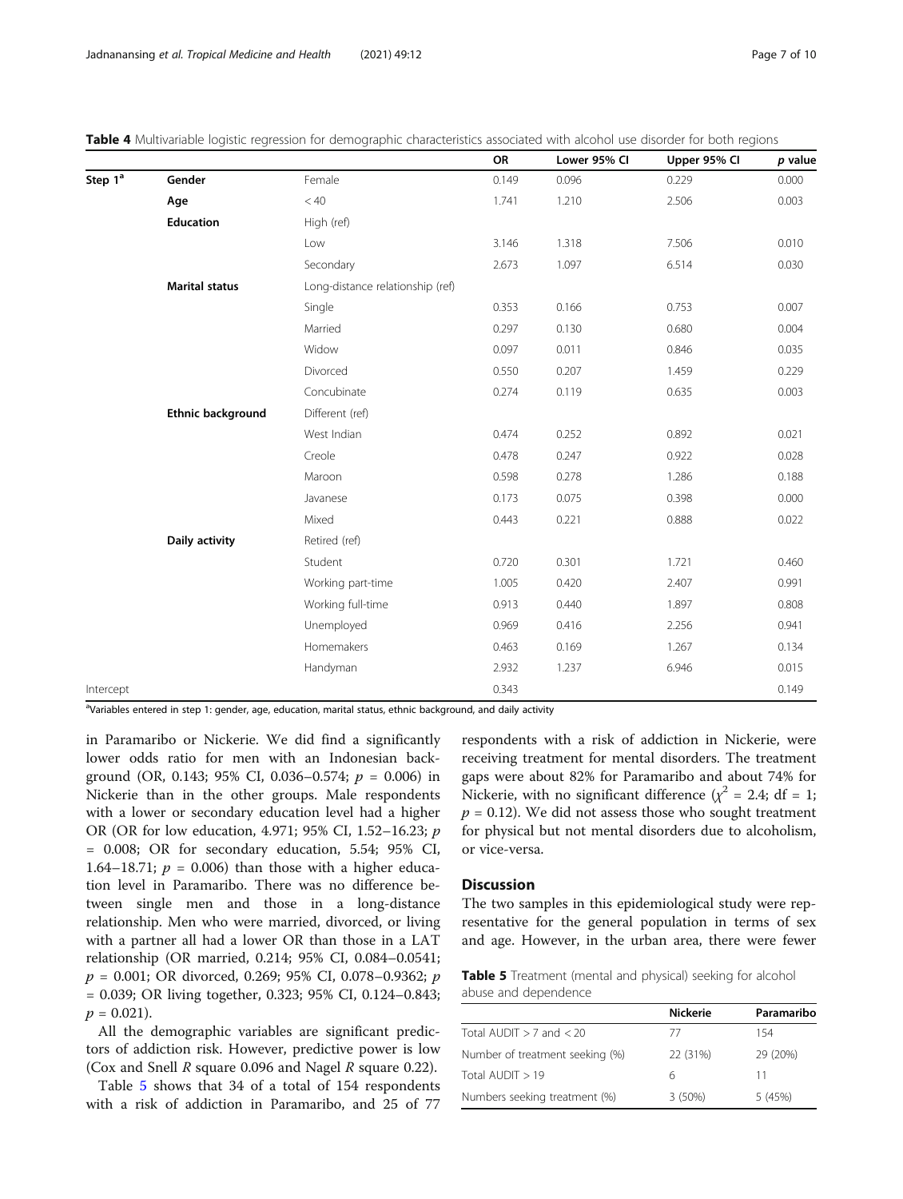**Table 4** Multivariable logistic regression for demographic characteristics associated with alcohol use disorder for both regions

| | | | OR | Lower 95% CI | Upper 95% CI | *p* value |
|---|---|---|---|---|---|---|
| Step 1[a] | **Gender** | Female | 0.149 | 0.096 | 0.229 | 0.000 |
| | **Age** | < 40 | 1.741 | 1.210 | 2.506 | 0.003 |
| | **Education** | High (ref) | | | | |
| | | Low | 3.146 | 1.318 | 7.506 | 0.010 |
| | | Secondary | 2.673 | 1.097 | 6.514 | 0.030 |
| | **Marital status** | Long-distance relationship (ref) | | | | |
| | | Single | 0.353 | 0.166 | 0.753 | 0.007 |
| | | Married | 0.297 | 0.130 | 0.680 | 0.004 |
| | | Widow | 0.097 | 0.011 | 0.846 | 0.035 |
| | | Divorced | 0.550 | 0.207 | 1.459 | 0.229 |
| | | Concubinate | 0.274 | 0.119 | 0.635 | 0.003 |
| | **Ethnic background** | Different (ref) | | | | |
| | | West Indian | 0.474 | 0.252 | 0.892 | 0.021 |
| | | Creole | 0.478 | 0.247 | 0.922 | 0.028 |
| | | Maroon | 0.598 | 0.278 | 1.286 | 0.188 |
| | | Javanese | 0.173 | 0.075 | 0.398 | 0.000 |
| | | Mixed | 0.443 | 0.221 | 0.888 | 0.022 |
| | **Daily activity** | Retired (ref) | | | | |
| | | Student | 0.720 | 0.301 | 1.721 | 0.460 |
| | | Working part-time | 1.005 | 0.420 | 2.407 | 0.991 |
| | | Working full-time | 0.913 | 0.440 | 1.897 | 0.808 |
| | | Unemployed | 0.969 | 0.416 | 2.256 | 0.941 |
| | | Homemakers | 0.463 | 0.169 | 1.267 | 0.134 |
| | | Handyman | 2.932 | 1.237 | 6.946 | 0.015 |
| Intercept | | | 0.343 | | | 0.149 |

[a]Variables entered in step 1: gender, age, education, marital status, ethnic background, and daily activity

in Paramaribo or Nickerie. We did find a significantly lower odds ratio for men with an Indonesian background (OR, 0.143; 95% CI, 0.036–0.574; $p = 0.006$) in Nickerie than in the other groups. Male respondents with a lower or secondary education level had a higher OR (OR for low education, 4.971; 95% CI, 1.52–16.23; $p = 0.008$; OR for secondary education, 5.54; 95% CI, 1.64–18.71; $p = 0.006$) than those with a higher education level in Paramaribo. There was no difference between single men and those in a long-distance relationship. Men who were married, divorced, or living with a partner all had a lower OR than those in a LAT relationship (OR married, 0.214; 95% CI, 0.084–0.0541; $p = 0.001$; OR divorced, 0.269; 95% CI, 0.078–0.9362; $p = 0.039$; OR living together, 0.323; 95% CI, 0.124–0.843; $p = 0.021$).

All the demographic variables are significant predictors of addiction risk. However, predictive power is low (Cox and Snell $R$ square 0.096 and Nagel $R$ square 0.22).

Table 5 shows that 34 of a total of 154 respondents with a risk of addiction in Paramaribo, and 25 of 77 respondents with a risk of addiction in Nickerie, were receiving treatment for mental disorders. The treatment gaps were about 82% for Paramaribo and about 74% for Nickerie, with no significant difference ($\chi^2 = 2.4$; df = 1; $p = 0.12$). We did not assess those who sought treatment for physical but not mental disorders due to alcoholism, or vice-versa.

## Discussion

The two samples in this epidemiological study were representative for the general population in terms of sex and age. However, in the urban area, there were fewer

**Table 5** Treatment (mental and physical) seeking for alcohol abuse and dependence

| | Nickerie | Paramaribo |
|---|---|---|
| Total AUDIT > 7 and < 20 | 77 | 154 |
| Number of treatment seeking (%) | 22 (31%) | 29 (20%) |
| Total AUDIT > 19 | 6 | 11 |
| Numbers seeking treatment (%) | 3 (50%) | 5 (45%) |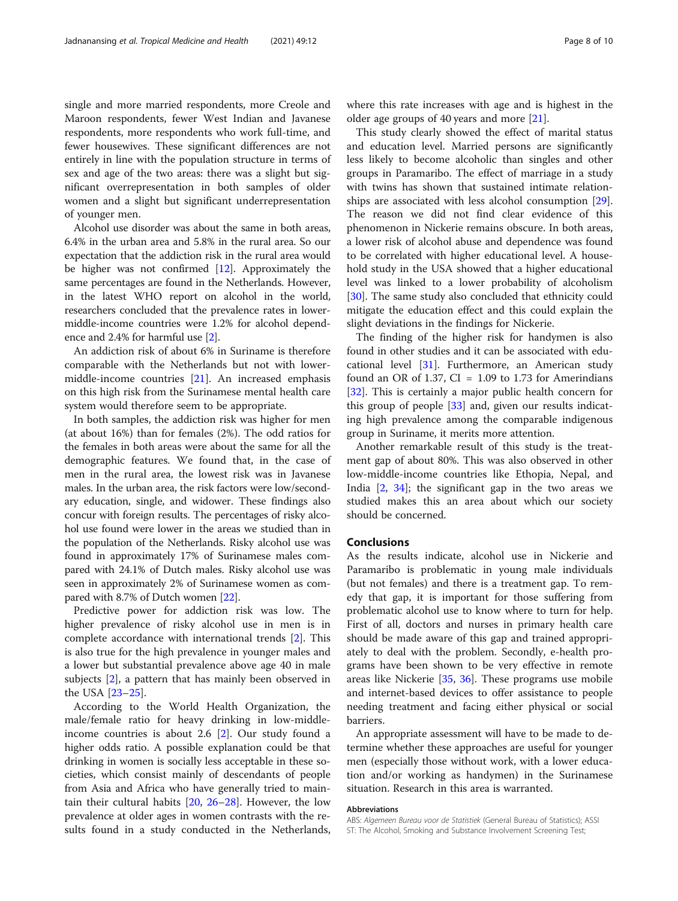single and more married respondents, more Creole and Maroon respondents, fewer West Indian and Javanese respondents, more respondents who work full-time, and fewer housewives. These significant differences are not entirely in line with the population structure in terms of sex and age of the two areas: there was a slight but significant overrepresentation in both samples of older women and a slight but significant underrepresentation of younger men.

Alcohol use disorder was about the same in both areas, 6.4% in the urban area and 5.8% in the rural area. So our expectation that the addiction risk in the rural area would be higher was not confirmed [12]. Approximately the same percentages are found in the Netherlands. However, in the latest WHO report on alcohol in the world, researchers concluded that the prevalence rates in lower-middle-income countries were 1.2% for alcohol dependence and 2.4% for harmful use [2].

An addiction risk of about 6% in Suriname is therefore comparable with the Netherlands but not with lower-middle-income countries [21]. An increased emphasis on this high risk from the Surinamese mental health care system would therefore seem to be appropriate.

In both samples, the addiction risk was higher for men (at about 16%) than for females (2%). The odd ratios for the females in both areas were about the same for all the demographic features. We found that, in the case of men in the rural area, the lowest risk was in Javanese males. In the urban area, the risk factors were low/secondary education, single, and widower. These findings also concur with foreign results. The percentages of risky alcohol use found were lower in the areas we studied than in the population of the Netherlands. Risky alcohol use was found in approximately 17% of Surinamese males compared with 24.1% of Dutch males. Risky alcohol use was seen in approximately 2% of Surinamese women as compared with 8.7% of Dutch women [22].

Predictive power for addiction risk was low. The higher prevalence of risky alcohol use in men is in complete accordance with international trends [2]. This is also true for the high prevalence in younger males and a lower but substantial prevalence above age 40 in male subjects [2], a pattern that has mainly been observed in the USA [23–25].

According to the World Health Organization, the male/female ratio for heavy drinking in low-middle-income countries is about 2.6 [2]. Our study found a higher odds ratio. A possible explanation could be that drinking in women is socially less acceptable in these societies, which consist mainly of descendants of people from Asia and Africa who have generally tried to maintain their cultural habits [20, 26–28]. However, the low prevalence at older ages in women contrasts with the results found in a study conducted in the Netherlands, where this rate increases with age and is highest in the older age groups of 40 years and more [21].

This study clearly showed the effect of marital status and education level. Married persons are significantly less likely to become alcoholic than singles and other groups in Paramaribo. The effect of marriage in a study with twins has shown that sustained intimate relationships are associated with less alcohol consumption [29]. The reason we did not find clear evidence of this phenomenon in Nickerie remains obscure. In both areas, a lower risk of alcohol abuse and dependence was found to be correlated with higher educational level. A household study in the USA showed that a higher educational level was linked to a lower probability of alcoholism [30]. The same study also concluded that ethnicity could mitigate the education effect and this could explain the slight deviations in the findings for Nickerie.

The finding of the higher risk for handymen is also found in other studies and it can be associated with educational level [31]. Furthermore, an American study found an OR of 1.37, CI = 1.09 to 1.73 for Amerindians [32]. This is certainly a major public health concern for this group of people [33] and, given our results indicating high prevalence among the comparable indigenous group in Suriname, it merits more attention.

Another remarkable result of this study is the treatment gap of about 80%. This was also observed in other low-middle-income countries like Ethopia, Nepal, and India [2, 34]; the significant gap in the two areas we studied makes this an area about which our society should be concerned.

## Conclusions

As the results indicate, alcohol use in Nickerie and Paramaribo is problematic in young male individuals (but not females) and there is a treatment gap. To remedy that gap, it is important for those suffering from problematic alcohol use to know where to turn for help. First of all, doctors and nurses in primary health care should be made aware of this gap and trained appropriately to deal with the problem. Secondly, e-health programs have been shown to be very effective in remote areas like Nickerie [35, 36]. These programs use mobile and internet-based devices to offer assistance to people needing treatment and facing either physical or social barriers.

An appropriate assessment will have to be made to determine whether these approaches are useful for younger men (especially those without work, with a lower education and/or working as handymen) in the Surinamese situation. Research in this area is warranted.

### Abbreviations

ABS: *Algemeen Bureau voor de Statistiek* (General Bureau of Statistics); ASSIST: The Alcohol, Smoking and Substance Involvement Screening Test;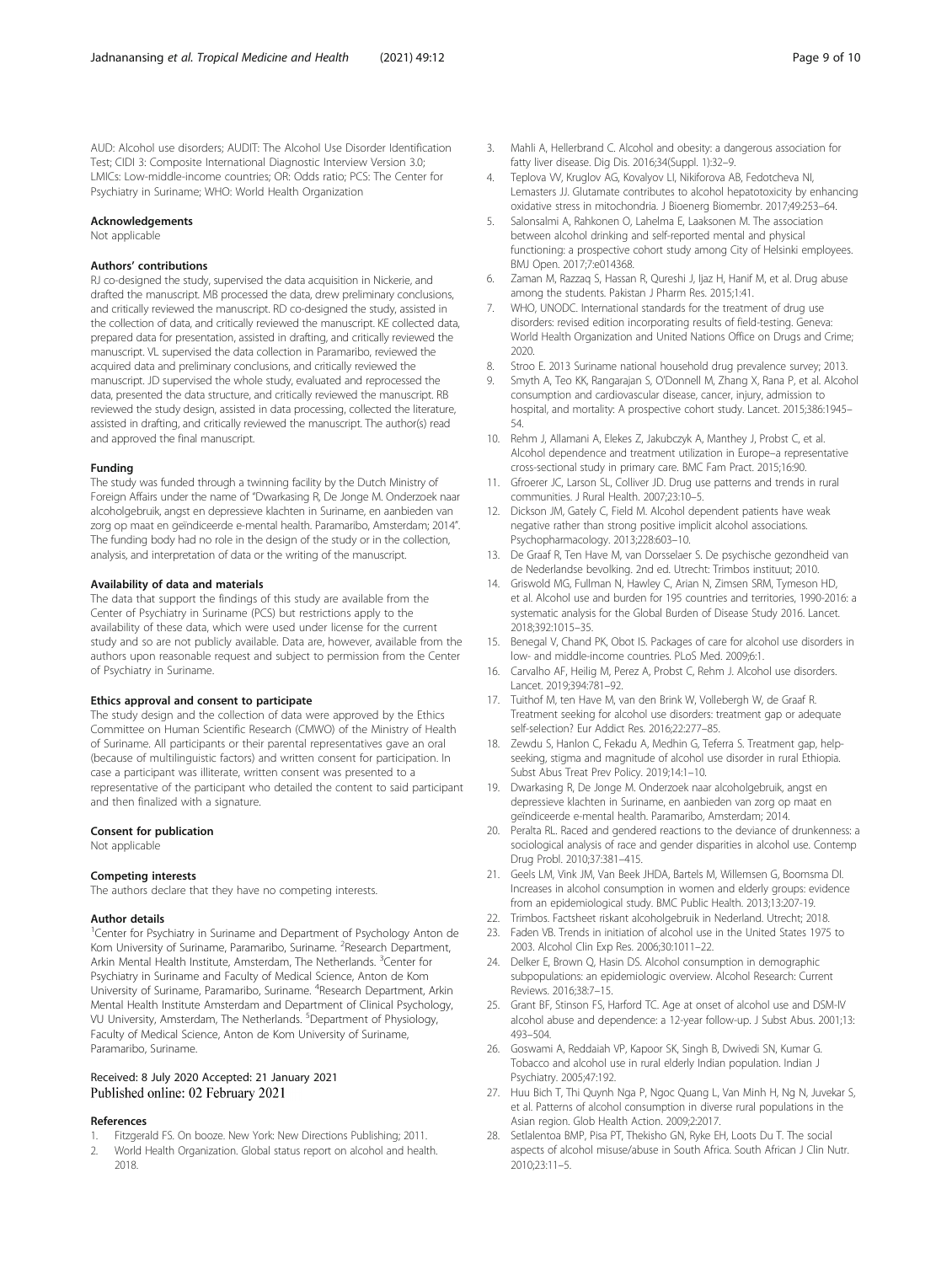AUD: Alcohol use disorders; AUDIT: The Alcohol Use Disorder Identification Test; CIDI 3: Composite International Diagnostic Interview Version 3.0; LMICs: Low-middle-income countries; OR: Odds ratio; PCS: The Center for Psychiatry in Suriname; WHO: World Health Organization

### Acknowledgements

Not applicable

### Authors' contributions

RJ co-designed the study, supervised the data acquisition in Nickerie, and drafted the manuscript. MB processed the data, drew preliminary conclusions, and critically reviewed the manuscript. RD co-designed the study, assisted in the collection of data, and critically reviewed the manuscript. KE collected data, prepared data for presentation, assisted in drafting, and critically reviewed the manuscript. VL supervised the data collection in Paramaribo, reviewed the acquired data and preliminary conclusions, and critically reviewed the manuscript. JD supervised the whole study, evaluated and reprocessed the data, presented the data structure, and critically reviewed the manuscript. RB reviewed the study design, assisted in data processing, collected the literature, assisted in drafting, and critically reviewed the manuscript. The author(s) read and approved the final manuscript.

### Funding

The study was funded through a twinning facility by the Dutch Ministry of Foreign Affairs under the name of "Dwarkasing R, De Jonge M. Onderzoek naar alcoholgebruik, angst en depressieve klachten in Suriname, en aanbieden van zorg op maat en geïndiceerde e-mental health. Paramaribo, Amsterdam; 2014". The funding body had no role in the design of the study or in the collection, analysis, and interpretation of data or the writing of the manuscript.

### Availability of data and materials

The data that support the findings of this study are available from the Center of Psychiatry in Suriname (PCS) but restrictions apply to the availability of these data, which were used under license for the current study and so are not publicly available. Data are, however, available from the authors upon reasonable request and subject to permission from the Center of Psychiatry in Suriname.

### Ethics approval and consent to participate

The study design and the collection of data were approved by the Ethics Committee on Human Scientific Research (CMWO) of the Ministry of Health of Suriname. All participants or their parental representatives gave an oral (because of multilinguistic factors) and written consent for participation. In case a participant was illiterate, written consent was presented to a representative of the participant who detailed the content to said participant and then finalized with a signature.

### Consent for publication

Not applicable

### Competing interests

The authors declare that they have no competing interests.

### Author details

[1]Center for Psychiatry in Suriname and Department of Psychology Anton de Kom University of Suriname, Paramaribo, Suriname. [2]Research Department, Arkin Mental Health Institute, Amsterdam, The Netherlands. [3]Center for Psychiatry in Suriname and Faculty of Medical Science, Anton de Kom University of Suriname, Paramaribo, Suriname. [4]Research Department, Arkin Mental Health Institute Amsterdam and Department of Clinical Psychology, VU University, Amsterdam, The Netherlands. [5]Department of Physiology, Faculty of Medical Science, Anton de Kom University of Suriname, Paramaribo, Suriname.

Received: 8 July 2020 Accepted: 21 January 2021
Published online: 02 February 2021

### References

1. Fitzgerald FS. On booze. New York: New Directions Publishing; 2011.
2. World Health Organization. Global status report on alcohol and health. 2018.
3. Mahli A, Hellerbrand C. Alcohol and obesity: a dangerous association for fatty liver disease. Dig Dis. 2016;34(Suppl. 1):32–9.
4. Teplova VV, Kruglov AG, Kovalyov LI, Nikiforova AB, Fedotcheva NI, Lemasters JJ. Glutamate contributes to alcohol hepatotoxicity by enhancing oxidative stress in mitochondria. J Bioenerg Biomembr. 2017;49:253–64.
5. Salonsalmi A, Rahkonen O, Lahelma E, Laaksonen M. The association between alcohol drinking and self-reported mental and physical functioning: a prospective cohort study among City of Helsinki employees. BMJ Open. 2017;7:e014368.
6. Zaman M, Razzaq S, Hassan R, Qureshi J, Ijaz H, Hanif M, et al. Drug abuse among the students. Pakistan J Pharm Res. 2015;1:41.
7. WHO, UNODC. International standards for the treatment of drug use disorders: revised edition incorporating results of field-testing. Geneva: World Health Organization and United Nations Office on Drugs and Crime; 2020.
8. Stroo E. 2013 Suriname national household drug prevalence survey; 2013.
9. Smyth A, Teo KK, Rangarajan S, O'Donnell M, Zhang X, Rana P, et al. Alcohol consumption and cardiovascular disease, cancer, injury, admission to hospital, and mortality: A prospective cohort study. Lancet. 2015;386:1945–54.
10. Rehm J, Allamani A, Elekes Z, Jakubczyk A, Manthey J, Probst C, et al. Alcohol dependence and treatment utilization in Europe–a representative cross-sectional study in primary care. BMC Fam Pract. 2015;16:90.
11. Gfroerer JC, Larson SL, Colliver JD. Drug use patterns and trends in rural communities. J Rural Health. 2007;23:10–5.
12. Dickson JM, Gately C, Field M. Alcohol dependent patients have weak negative rather than strong positive implicit alcohol associations. Psychopharmacology. 2013;228:603–10.
13. De Graaf R, Ten Have M, van Dorsselaer S. De psychische gezondheid van de Nederlandse bevolking. 2nd ed. Utrecht: Trimbos instituut; 2010.
14. Griswold MG, Fullman N, Hawley C, Arian N, Zimsen SRM, Tymeson HD, et al. Alcohol use and burden for 195 countries and territories, 1990-2016: a systematic analysis for the Global Burden of Disease Study 2016. Lancet. 2018;392:1015–35.
15. Benegal V, Chand PK, Obot IS. Packages of care for alcohol use disorders in low- and middle-income countries. PLoS Med. 2009;6:1.
16. Carvalho AF, Heilig M, Perez A, Probst C, Rehm J. Alcohol use disorders. Lancet. 2019;394:781–92.
17. Tuithof M, ten Have M, van den Brink W, Vollebergh W, de Graaf R. Treatment seeking for alcohol use disorders: treatment gap or adequate self-selection? Eur Addict Res. 2016;22:277–85.
18. Zewdu S, Hanlon C, Fekadu A, Medhin G, Teferra S. Treatment gap, help-seeking, stigma and magnitude of alcohol use disorder in rural Ethiopia. Subst Abus Treat Prev Policy. 2019;14:1–10.
19. Dwarkasing R, De Jonge M. Onderzoek naar alcoholgebruik, angst en depressieve klachten in Suriname, en aanbieden van zorg op maat en geïndiceerde e-mental health. Paramaribo, Amsterdam; 2014.
20. Peralta RL. Raced and gendered reactions to the deviance of drunkenness: a sociological analysis of race and gender disparities in alcohol use. Contemp Drug Probl. 2010;37:381–415.
21. Geels LM, Vink JM, Van Beek JHDA, Bartels M, Willemsen G, Boomsma DI. Increases in alcohol consumption in women and elderly groups: evidence from an epidemiological study. BMC Public Health. 2013;13:207-19.
22. Trimbos. Factsheet riskant alcoholgebruik in Nederland. Utrecht; 2018.
23. Faden VB. Trends in initiation of alcohol use in the United States 1975 to 2003. Alcohol Clin Exp Res. 2006;30:1011–22.
24. Delker E, Brown Q, Hasin DS. Alcohol consumption in demographic subpopulations: an epidemiologic overview. Alcohol Research: Current Reviews. 2016;38:7–15.
25. Grant BF, Stinson FS, Harford TC. Age at onset of alcohol use and DSM-IV alcohol abuse and dependence: a 12-year follow-up. J Subst Abus. 2001;13:493–504.
26. Goswami A, Reddaiah VP, Kapoor SK, Singh B, Dwivedi SN, Kumar G. Tobacco and alcohol use in rural elderly Indian population. Indian J Psychiatry. 2005;47:192.
27. Huu Bich T, Thi Quynh Nga P, Ngoc Quang L, Van Minh H, Ng N, Juvekar S, et al. Patterns of alcohol consumption in diverse rural populations in the Asian region. Glob Health Action. 2009;2:2017.
28. Setlalentoa BMP, Pisa PT, Thekisho GN, Ryke EH, Loots Du T. The social aspects of alcohol misuse/abuse in South Africa. South African J Clin Nutr. 2010;23:11–5.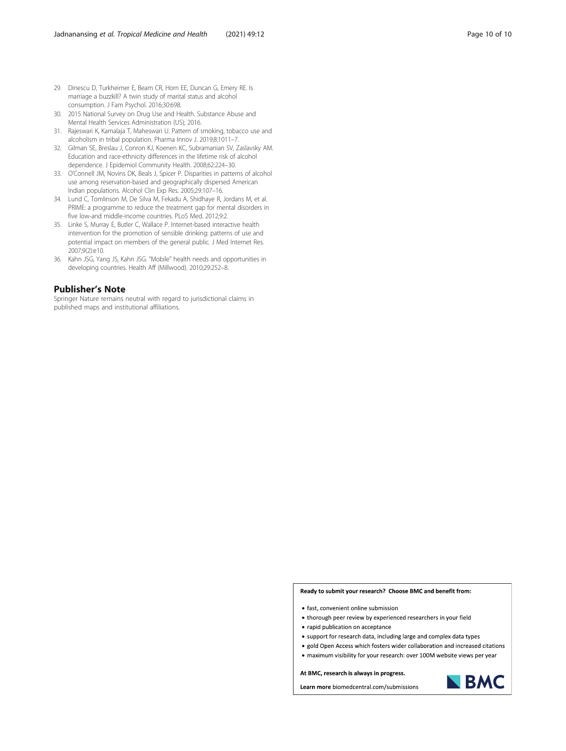29. Dinescu D, Turkheimer E, Beam CR, Horn EE, Duncan G, Emery RE. Is marriage a buzzkill? A twin study of marital status and alcohol consumption. J Fam Psychol. 2016;30:698.
30. 2015 National Survey on Drug Use and Health. Substance Abuse and Mental Health Services Administration (US); 2016.
31. Rajeswari K, Kamalaja T, Maheswari U. Pattern of smoking, tobacco use and alcoholism in tribal population. Pharma Innov J. 2019;8:1011–7.
32. Gilman SE, Breslau J, Conron KJ, Koenen KC, Subramanian SV, Zaslavsky AM. Education and race-ethnicity differences in the lifetime risk of alcohol dependence. J Epidemiol Community Health. 2008;62:224–30.
33. O'Connell JM, Novins DK, Beals J, Spicer P. Disparities in patterns of alcohol use among reservation-based and geographically dispersed American Indian populations. Alcohol Clin Exp Res. 2005;29:107–16.
34. Lund C, Tomlinson M, De Silva M, Fekadu A, Shidhaye R, Jordans M, et al. PRIME: a programme to reduce the treatment gap for mental disorders in five low-and middle-income countries. PLoS Med. 2012;9:2.
35. Linke S, Murray E, Butler C, Wallace P. Internet-based interactive health intervention for the promotion of sensible drinking: patterns of use and potential impact on members of the general public. J Med Internet Res. 2007;9(2):e10.
36. Kahn JSG, Yang JS, Kahn JSG. "Mobile" health needs and opportunities in developing countries. Health Aff (Millwood). 2010;29:252–8.

## Publisher's Note

Springer Nature remains neutral with regard to jurisdictional claims in published maps and institutional affiliations.

**Ready to submit your research? Choose BMC and benefit from:**

- fast, convenient online submission
- thorough peer review by experienced researchers in your field
- rapid publication on acceptance
- support for research data, including large and complex data types
- gold Open Access which fosters wider collaboration and increased citations
- maximum visibility for your research: over 100M website views per year

**At BMC, research is always in progress.**

**Learn more** biomedcentral.com/submissions

BMC